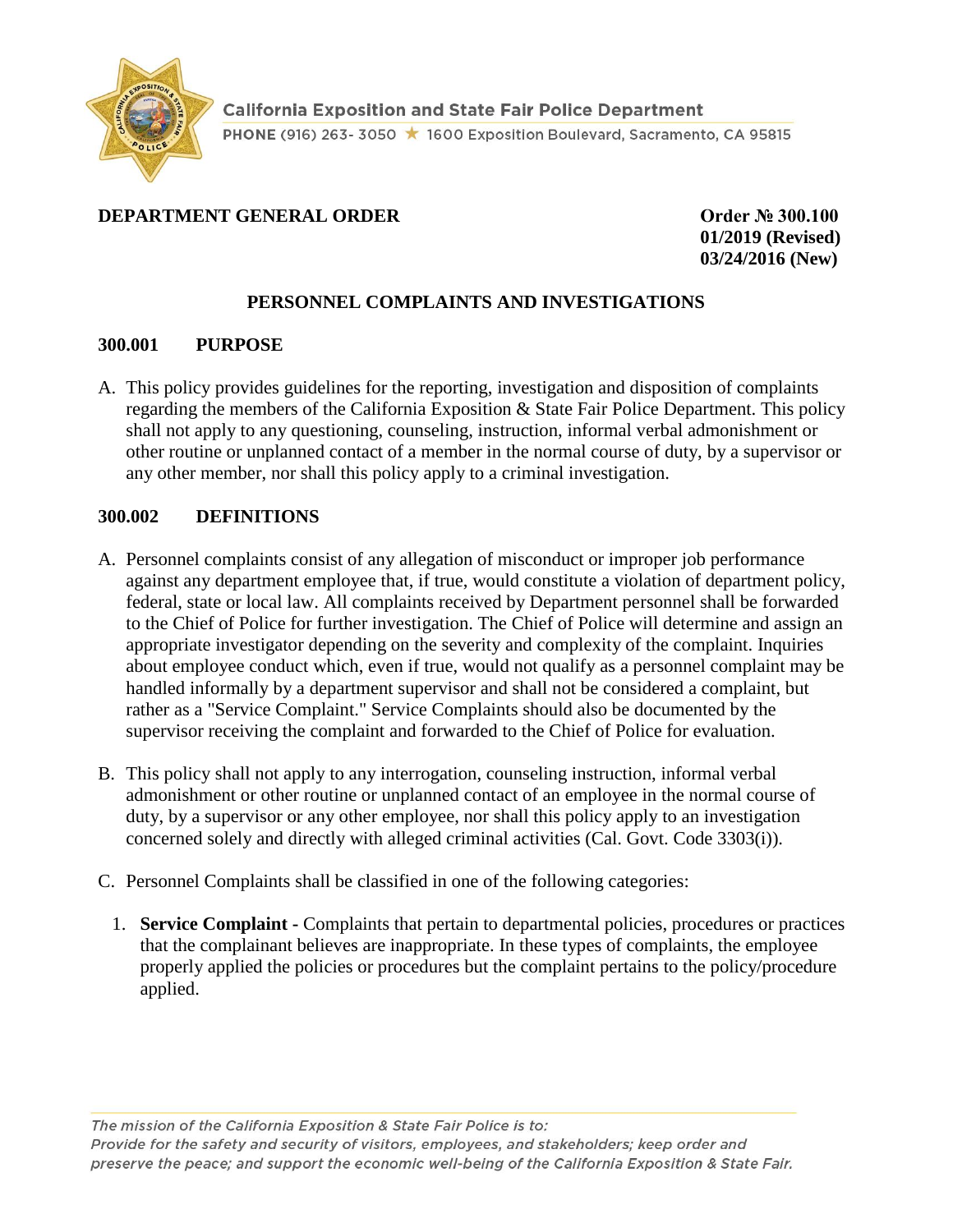California Exposition and State Fair Police Department

PHONE (916) 263- 3050 ★ 1600 Exposition Boulevard, Sacramento, CA 95815

**DEPARTMENT GENERAL ORDER**

**Order № 300.100**
**01/2019 (Revised)**
**03/24/2016 (New)**

## PERSONNEL COMPLAINTS AND INVESTIGATIONS

### 300.001 PURPOSE

A. This policy provides guidelines for the reporting, investigation and disposition of complaints regarding the members of the California Exposition & State Fair Police Department. This policy shall not apply to any questioning, counseling, instruction, informal verbal admonishment or other routine or unplanned contact of a member in the normal course of duty, by a supervisor or any other member, nor shall this policy apply to a criminal investigation.

### 300.002 DEFINITIONS

A. Personnel complaints consist of any allegation of misconduct or improper job performance against any department employee that, if true, would constitute a violation of department policy, federal, state or local law. All complaints received by Department personnel shall be forwarded to the Chief of Police for further investigation. The Chief of Police will determine and assign an appropriate investigator depending on the severity and complexity of the complaint. Inquiries about employee conduct which, even if true, would not qualify as a personnel complaint may be handled informally by a department supervisor and shall not be considered a complaint, but rather as a "Service Complaint." Service Complaints should also be documented by the supervisor receiving the complaint and forwarded to the Chief of Police for evaluation.

B. This policy shall not apply to any interrogation, counseling instruction, informal verbal admonishment or other routine or unplanned contact of an employee in the normal course of duty, by a supervisor or any other employee, nor shall this policy apply to an investigation concerned solely and directly with alleged criminal activities (Cal. Govt. Code 3303(i)).

C. Personnel Complaints shall be classified in one of the following categories:

   1. **Service Complaint -** Complaints that pertain to departmental policies, procedures or practices that the complainant believes are inappropriate. In these types of complaints, the employee properly applied the policies or procedures but the complaint pertains to the policy/procedure applied.

*The mission of the California Exposition & State Fair Police is to:*
*Provide for the safety and security of visitors, employees, and stakeholders; keep order and preserve the peace; and support the economic well-being of the California Exposition & State Fair.*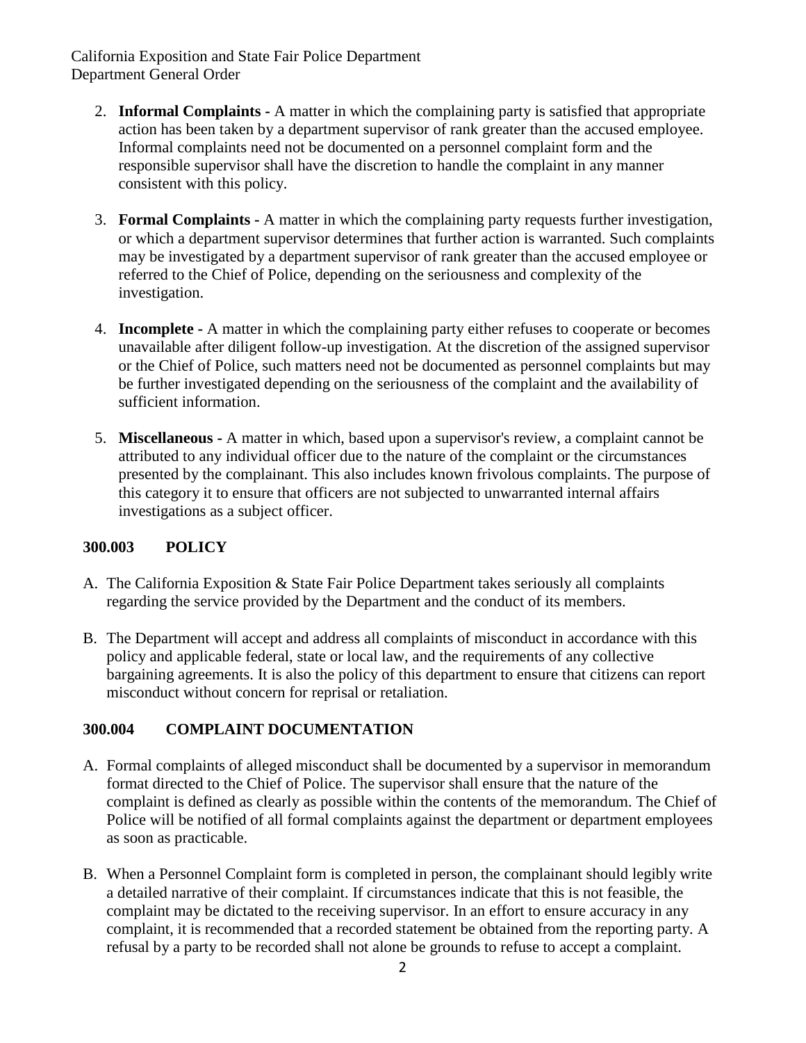2. **Informal Complaints -** A matter in which the complaining party is satisfied that appropriate action has been taken by a department supervisor of rank greater than the accused employee. Informal complaints need not be documented on a personnel complaint form and the responsible supervisor shall have the discretion to handle the complaint in any manner consistent with this policy.

3. **Formal Complaints -** A matter in which the complaining party requests further investigation, or which a department supervisor determines that further action is warranted. Such complaints may be investigated by a department supervisor of rank greater than the accused employee or referred to the Chief of Police, depending on the seriousness and complexity of the investigation.

4. **Incomplete -** A matter in which the complaining party either refuses to cooperate or becomes unavailable after diligent follow-up investigation. At the discretion of the assigned supervisor or the Chief of Police, such matters need not be documented as personnel complaints but may be further investigated depending on the seriousness of the complaint and the availability of sufficient information.

5. **Miscellaneous -** A matter in which, based upon a supervisor's review, a complaint cannot be attributed to any individual officer due to the nature of the complaint or the circumstances presented by the complainant. This also includes known frivolous complaints. The purpose of this category it to ensure that officers are not subjected to unwarranted internal affairs investigations as a subject officer.

## 300.003 POLICY

A. The California Exposition & State Fair Police Department takes seriously all complaints regarding the service provided by the Department and the conduct of its members.

B. The Department will accept and address all complaints of misconduct in accordance with this policy and applicable federal, state or local law, and the requirements of any collective bargaining agreements. It is also the policy of this department to ensure that citizens can report misconduct without concern for reprisal or retaliation.

## 300.004 COMPLAINT DOCUMENTATION

A. Formal complaints of alleged misconduct shall be documented by a supervisor in memorandum format directed to the Chief of Police. The supervisor shall ensure that the nature of the complaint is defined as clearly as possible within the contents of the memorandum. The Chief of Police will be notified of all formal complaints against the department or department employees as soon as practicable.

B. When a Personnel Complaint form is completed in person, the complainant should legibly write a detailed narrative of their complaint. If circumstances indicate that this is not feasible, the complaint may be dictated to the receiving supervisor. In an effort to ensure accuracy in any complaint, it is recommended that a recorded statement be obtained from the reporting party. A refusal by a party to be recorded shall not alone be grounds to refuse to accept a complaint.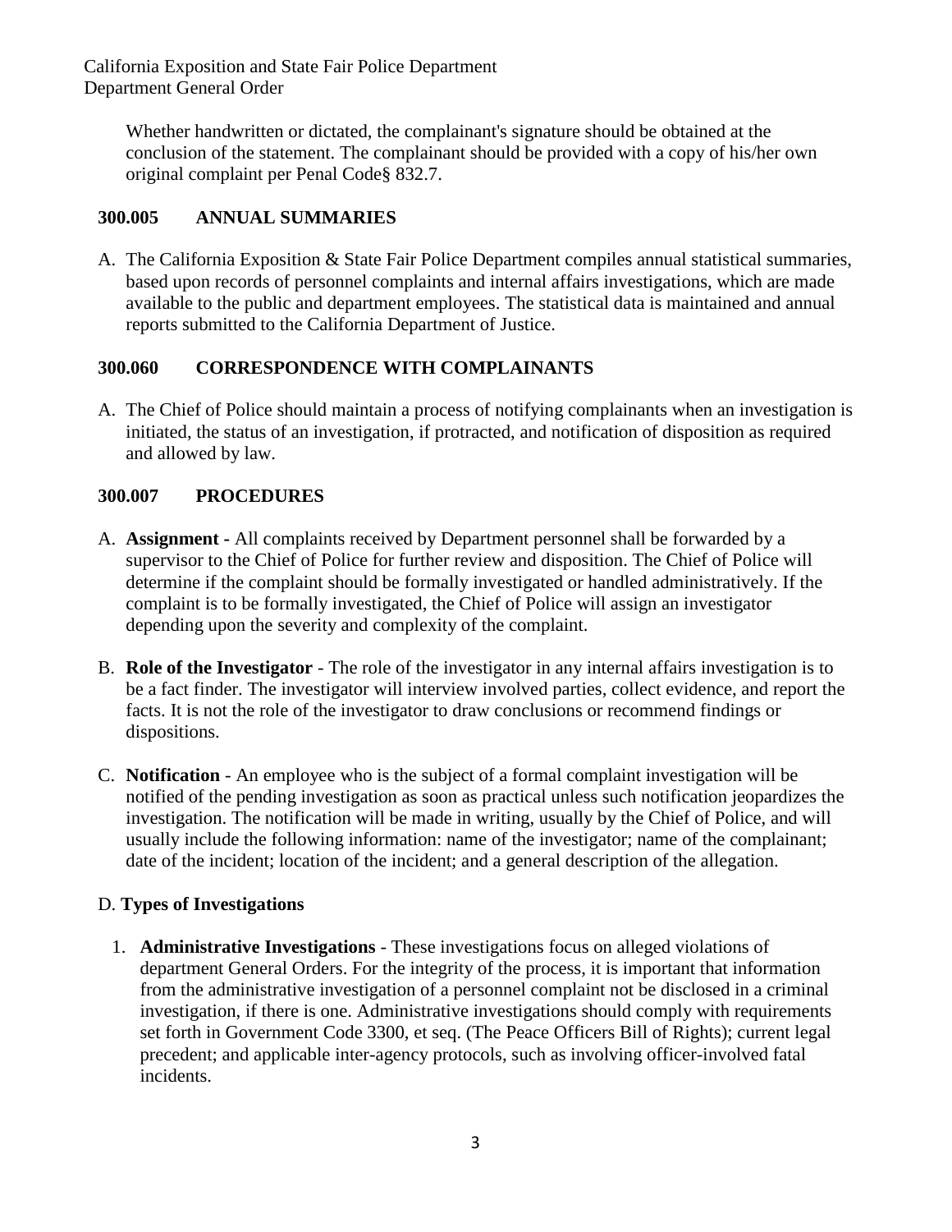Whether handwritten or dictated, the complainant's signature should be obtained at the conclusion of the statement. The complainant should be provided with a copy of his/her own original complaint per Penal Code§ 832.7.

### 300.005 ANNUAL SUMMARIES

A. The California Exposition & State Fair Police Department compiles annual statistical summaries, based upon records of personnel complaints and internal affairs investigations, which are made available to the public and department employees. The statistical data is maintained and annual reports submitted to the California Department of Justice.

### 300.060 CORRESPONDENCE WITH COMPLAINANTS

A. The Chief of Police should maintain a process of notifying complainants when an investigation is initiated, the status of an investigation, if protracted, and notification of disposition as required and allowed by law.

### 300.007 PROCEDURES

A. **Assignment -** All complaints received by Department personnel shall be forwarded by a supervisor to the Chief of Police for further review and disposition. The Chief of Police will determine if the complaint should be formally investigated or handled administratively. If the complaint is to be formally investigated, the Chief of Police will assign an investigator depending upon the severity and complexity of the complaint.

B. **Role of the Investigator** - The role of the investigator in any internal affairs investigation is to be a fact finder. The investigator will interview involved parties, collect evidence, and report the facts. It is not the role of the investigator to draw conclusions or recommend findings or dispositions.

C. **Notification** - An employee who is the subject of a formal complaint investigation will be notified of the pending investigation as soon as practical unless such notification jeopardizes the investigation. The notification will be made in writing, usually by the Chief of Police, and will usually include the following information: name of the investigator; name of the complainant; date of the incident; location of the incident; and a general description of the allegation.

D. **Types of Investigations**

1. **Administrative Investigations** - These investigations focus on alleged violations of department General Orders. For the integrity of the process, it is important that information from the administrative investigation of a personnel complaint not be disclosed in a criminal investigation, if there is one. Administrative investigations should comply with requirements set forth in Government Code 3300, et seq. (The Peace Officers Bill of Rights); current legal precedent; and applicable inter-agency protocols, such as involving officer-involved fatal incidents.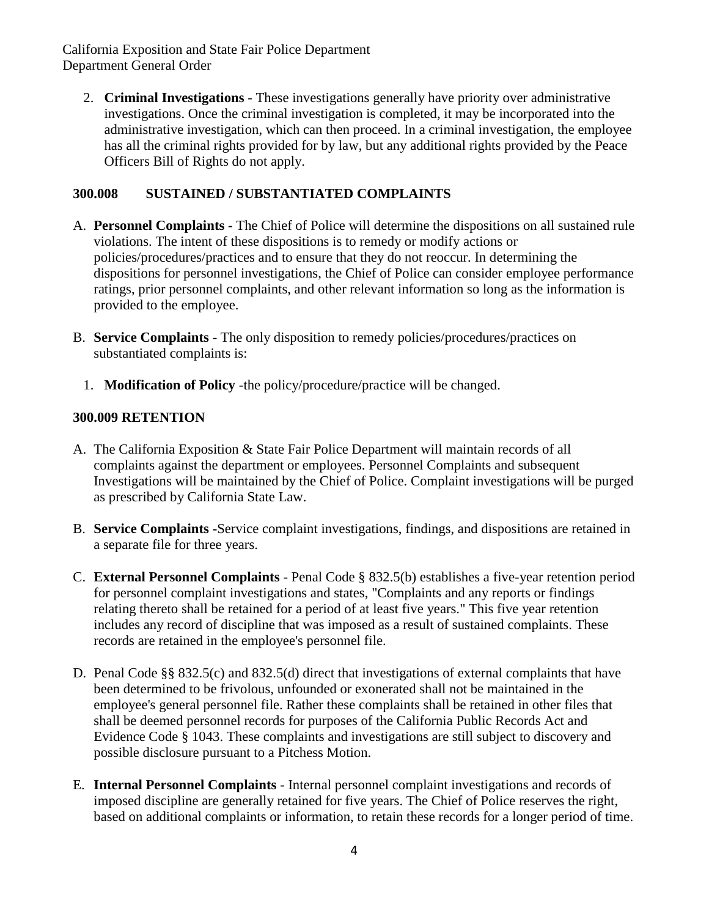2. **Criminal Investigations** - These investigations generally have priority over administrative investigations. Once the criminal investigation is completed, it may be incorporated into the administrative investigation, which can then proceed. In a criminal investigation, the employee has all the criminal rights provided for by law, but any additional rights provided by the Peace Officers Bill of Rights do not apply.

### 300.008 SUSTAINED / SUBSTANTIATED COMPLAINTS

A. **Personnel Complaints -** The Chief of Police will determine the dispositions on all sustained rule violations. The intent of these dispositions is to remedy or modify actions or policies/procedures/practices and to ensure that they do not reoccur. In determining the dispositions for personnel investigations, the Chief of Police can consider employee performance ratings, prior personnel complaints, and other relevant information so long as the information is provided to the employee.

B. **Service Complaints** - The only disposition to remedy policies/procedures/practices on substantiated complaints is:

   1. **Modification of Policy** -the policy/procedure/practice will be changed.

### 300.009 RETENTION

A. The California Exposition & State Fair Police Department will maintain records of all complaints against the department or employees. Personnel Complaints and subsequent Investigations will be maintained by the Chief of Police. Complaint investigations will be purged as prescribed by California State Law.

B. **Service Complaints** -Service complaint investigations, findings, and dispositions are retained in a separate file for three years.

C. **External Personnel Complaints** - Penal Code § 832.5(b) establishes a five-year retention period for personnel complaint investigations and states, "Complaints and any reports or findings relating thereto shall be retained for a period of at least five years." This five year retention includes any record of discipline that was imposed as a result of sustained complaints. These records are retained in the employee's personnel file.

D. Penal Code §§ 832.5(c) and 832.5(d) direct that investigations of external complaints that have been determined to be frivolous, unfounded or exonerated shall not be maintained in the employee's general personnel file. Rather these complaints shall be retained in other files that shall be deemed personnel records for purposes of the California Public Records Act and Evidence Code § 1043. These complaints and investigations are still subject to discovery and possible disclosure pursuant to a Pitchess Motion.

E. **Internal Personnel Complaints** - Internal personnel complaint investigations and records of imposed discipline are generally retained for five years. The Chief of Police reserves the right, based on additional complaints or information, to retain these records for a longer period of time.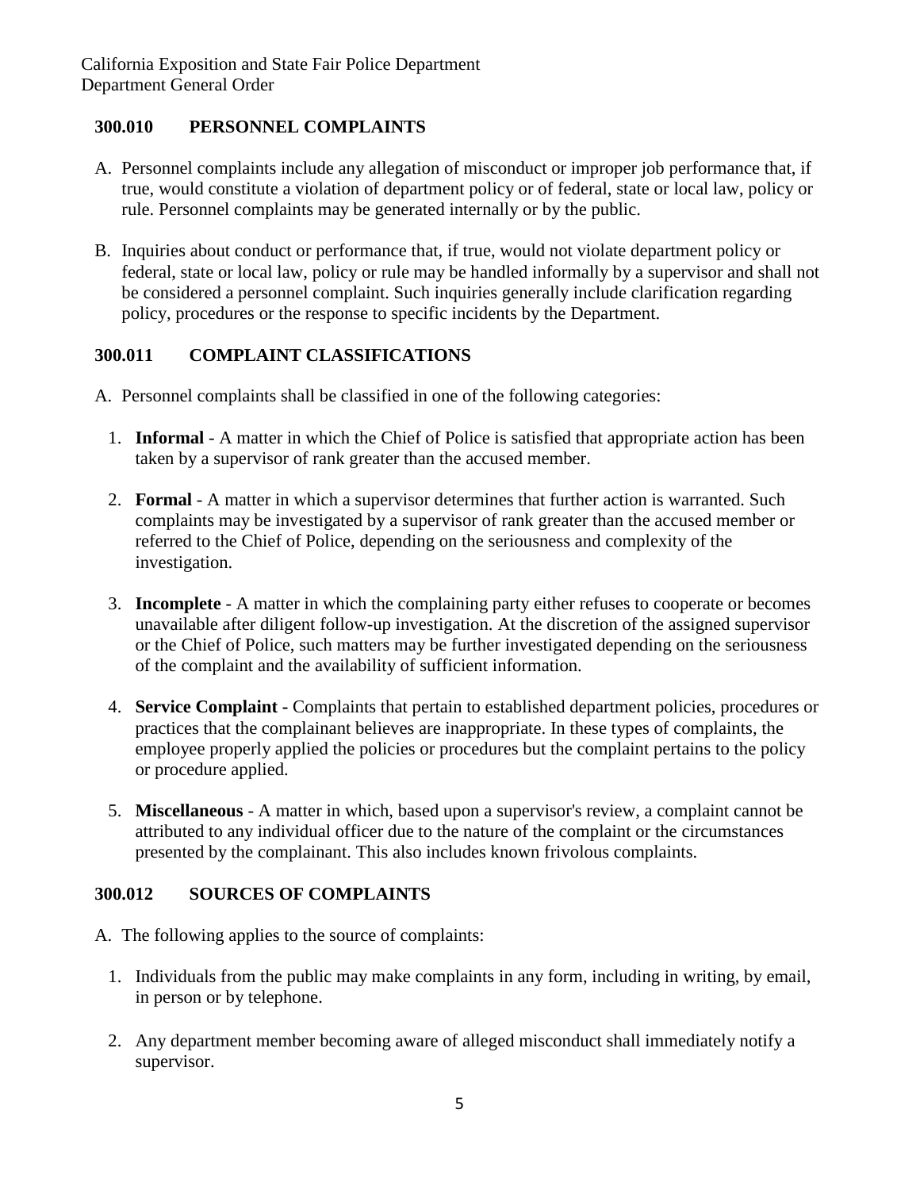## 300.010 PERSONNEL COMPLAINTS

A. Personnel complaints include any allegation of misconduct or improper job performance that, if true, would constitute a violation of department policy or of federal, state or local law, policy or rule. Personnel complaints may be generated internally or by the public.

B. Inquiries about conduct or performance that, if true, would not violate department policy or federal, state or local law, policy or rule may be handled informally by a supervisor and shall not be considered a personnel complaint. Such inquiries generally include clarification regarding policy, procedures or the response to specific incidents by the Department.

## 300.011 COMPLAINT CLASSIFICATIONS

A. Personnel complaints shall be classified in one of the following categories:

1. **Informal** - A matter in which the Chief of Police is satisfied that appropriate action has been taken by a supervisor of rank greater than the accused member.

2. **Formal** - A matter in which a supervisor determines that further action is warranted. Such complaints may be investigated by a supervisor of rank greater than the accused member or referred to the Chief of Police, depending on the seriousness and complexity of the investigation.

3. **Incomplete** - A matter in which the complaining party either refuses to cooperate or becomes unavailable after diligent follow-up investigation. At the discretion of the assigned supervisor or the Chief of Police, such matters may be further investigated depending on the seriousness of the complaint and the availability of sufficient information.

4. **Service Complaint -** Complaints that pertain to established department policies, procedures or practices that the complainant believes are inappropriate. In these types of complaints, the employee properly applied the policies or procedures but the complaint pertains to the policy or procedure applied.

5. **Miscellaneous** - A matter in which, based upon a supervisor's review, a complaint cannot be attributed to any individual officer due to the nature of the complaint or the circumstances presented by the complainant. This also includes known frivolous complaints.

## 300.012 SOURCES OF COMPLAINTS

A. The following applies to the source of complaints:

1. Individuals from the public may make complaints in any form, including in writing, by email, in person or by telephone.

2. Any department member becoming aware of alleged misconduct shall immediately notify a supervisor.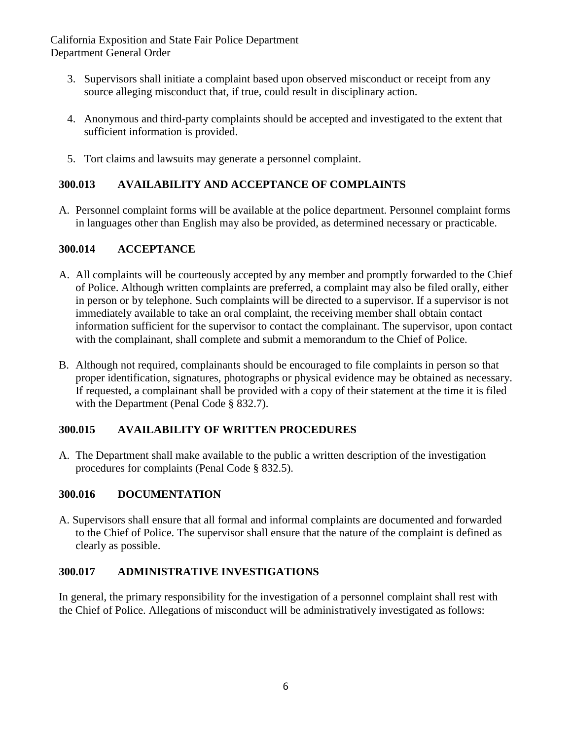3. Supervisors shall initiate a complaint based upon observed misconduct or receipt from any source alleging misconduct that, if true, could result in disciplinary action.

4. Anonymous and third-party complaints should be accepted and investigated to the extent that sufficient information is provided.

5. Tort claims and lawsuits may generate a personnel complaint.

## 300.013 AVAILABILITY AND ACCEPTANCE OF COMPLAINTS

A. Personnel complaint forms will be available at the police department. Personnel complaint forms in languages other than English may also be provided, as determined necessary or practicable.

## 300.014 ACCEPTANCE

A. All complaints will be courteously accepted by any member and promptly forwarded to the Chief of Police. Although written complaints are preferred, a complaint may also be filed orally, either in person or by telephone. Such complaints will be directed to a supervisor. If a supervisor is not immediately available to take an oral complaint, the receiving member shall obtain contact information sufficient for the supervisor to contact the complainant. The supervisor, upon contact with the complainant, shall complete and submit a memorandum to the Chief of Police.

B. Although not required, complainants should be encouraged to file complaints in person so that proper identification, signatures, photographs or physical evidence may be obtained as necessary. If requested, a complainant shall be provided with a copy of their statement at the time it is filed with the Department (Penal Code § 832.7).

## 300.015 AVAILABILITY OF WRITTEN PROCEDURES

A. The Department shall make available to the public a written description of the investigation procedures for complaints (Penal Code § 832.5).

## 300.016 DOCUMENTATION

A. Supervisors shall ensure that all formal and informal complaints are documented and forwarded to the Chief of Police. The supervisor shall ensure that the nature of the complaint is defined as clearly as possible.

## 300.017 ADMINISTRATIVE INVESTIGATIONS

In general, the primary responsibility for the investigation of a personnel complaint shall rest with the Chief of Police. Allegations of misconduct will be administratively investigated as follows: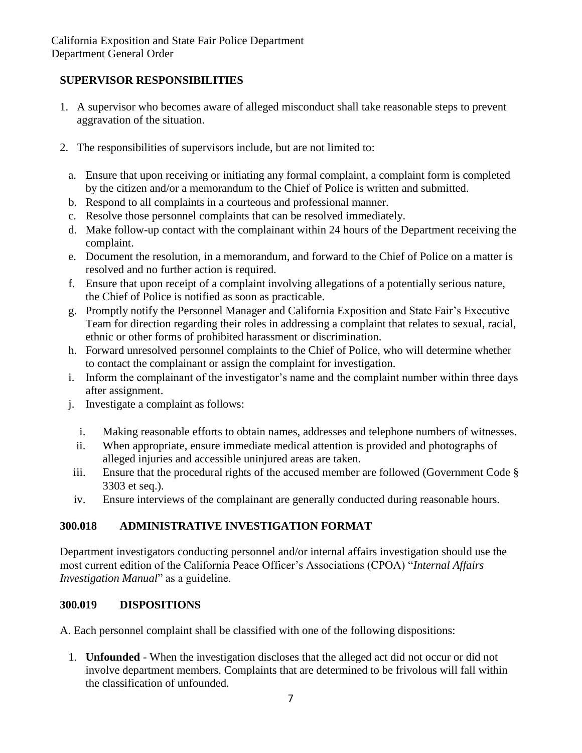## SUPERVISOR RESPONSIBILITIES

1. A supervisor who becomes aware of alleged misconduct shall take reasonable steps to prevent aggravation of the situation.

2. The responsibilities of supervisors include, but are not limited to:

   a. Ensure that upon receiving or initiating any formal complaint, a complaint form is completed by the citizen and/or a memorandum to the Chief of Police is written and submitted.
   b. Respond to all complaints in a courteous and professional manner.
   c. Resolve those personnel complaints that can be resolved immediately.
   d. Make follow-up contact with the complainant within 24 hours of the Department receiving the complaint.
   e. Document the resolution, in a memorandum, and forward to the Chief of Police on a matter is resolved and no further action is required.
   f. Ensure that upon receipt of a complaint involving allegations of a potentially serious nature, the Chief of Police is notified as soon as practicable.
   g. Promptly notify the Personnel Manager and California Exposition and State Fair's Executive Team for direction regarding their roles in addressing a complaint that relates to sexual, racial, ethnic or other forms of prohibited harassment or discrimination.
   h. Forward unresolved personnel complaints to the Chief of Police, who will determine whether to contact the complainant or assign the complaint for investigation.
   i. Inform the complainant of the investigator's name and the complaint number within three days after assignment.
   j. Investigate a complaint as follows:

      i. Making reasonable efforts to obtain names, addresses and telephone numbers of witnesses.
      ii. When appropriate, ensure immediate medical attention is provided and photographs of alleged injuries and accessible uninjured areas are taken.
      iii. Ensure that the procedural rights of the accused member are followed (Government Code § 3303 et seq.).
      iv. Ensure interviews of the complainant are generally conducted during reasonable hours.

## 300.018 ADMINISTRATIVE INVESTIGATION FORMAT

Department investigators conducting personnel and/or internal affairs investigation should use the most current edition of the California Peace Officer's Associations (CPOA) "*Internal Affairs Investigation Manual*" as a guideline.

## 300.019 DISPOSITIONS

A. Each personnel complaint shall be classified with one of the following dispositions:

1. **Unfounded** - When the investigation discloses that the alleged act did not occur or did not involve department members. Complaints that are determined to be frivolous will fall within the classification of unfounded.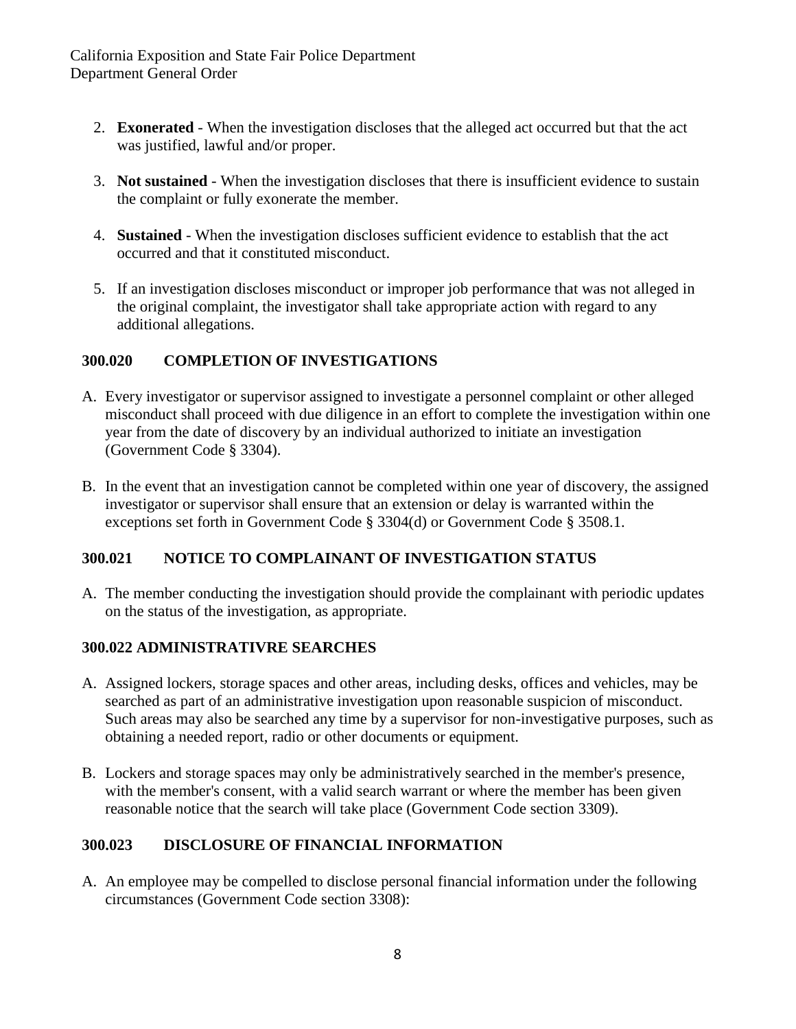2. **Exonerated** - When the investigation discloses that the alleged act occurred but that the act was justified, lawful and/or proper.

3. **Not sustained** - When the investigation discloses that there is insufficient evidence to sustain the complaint or fully exonerate the member.

4. **Sustained** - When the investigation discloses sufficient evidence to establish that the act occurred and that it constituted misconduct.

5. If an investigation discloses misconduct or improper job performance that was not alleged in the original complaint, the investigator shall take appropriate action with regard to any additional allegations.

### 300.020 COMPLETION OF INVESTIGATIONS

A. Every investigator or supervisor assigned to investigate a personnel complaint or other alleged misconduct shall proceed with due diligence in an effort to complete the investigation within one year from the date of discovery by an individual authorized to initiate an investigation (Government Code § 3304).

B. In the event that an investigation cannot be completed within one year of discovery, the assigned investigator or supervisor shall ensure that an extension or delay is warranted within the exceptions set forth in Government Code § 3304(d) or Government Code § 3508.1.

### 300.021 NOTICE TO COMPLAINANT OF INVESTIGATION STATUS

A. The member conducting the investigation should provide the complainant with periodic updates on the status of the investigation, as appropriate.

### 300.022 ADMINISTRATIVRE SEARCHES

A. Assigned lockers, storage spaces and other areas, including desks, offices and vehicles, may be searched as part of an administrative investigation upon reasonable suspicion of misconduct. Such areas may also be searched any time by a supervisor for non-investigative purposes, such as obtaining a needed report, radio or other documents or equipment.

B. Lockers and storage spaces may only be administratively searched in the member's presence, with the member's consent, with a valid search warrant or where the member has been given reasonable notice that the search will take place (Government Code section 3309).

### 300.023 DISCLOSURE OF FINANCIAL INFORMATION

A. An employee may be compelled to disclose personal financial information under the following circumstances (Government Code section 3308):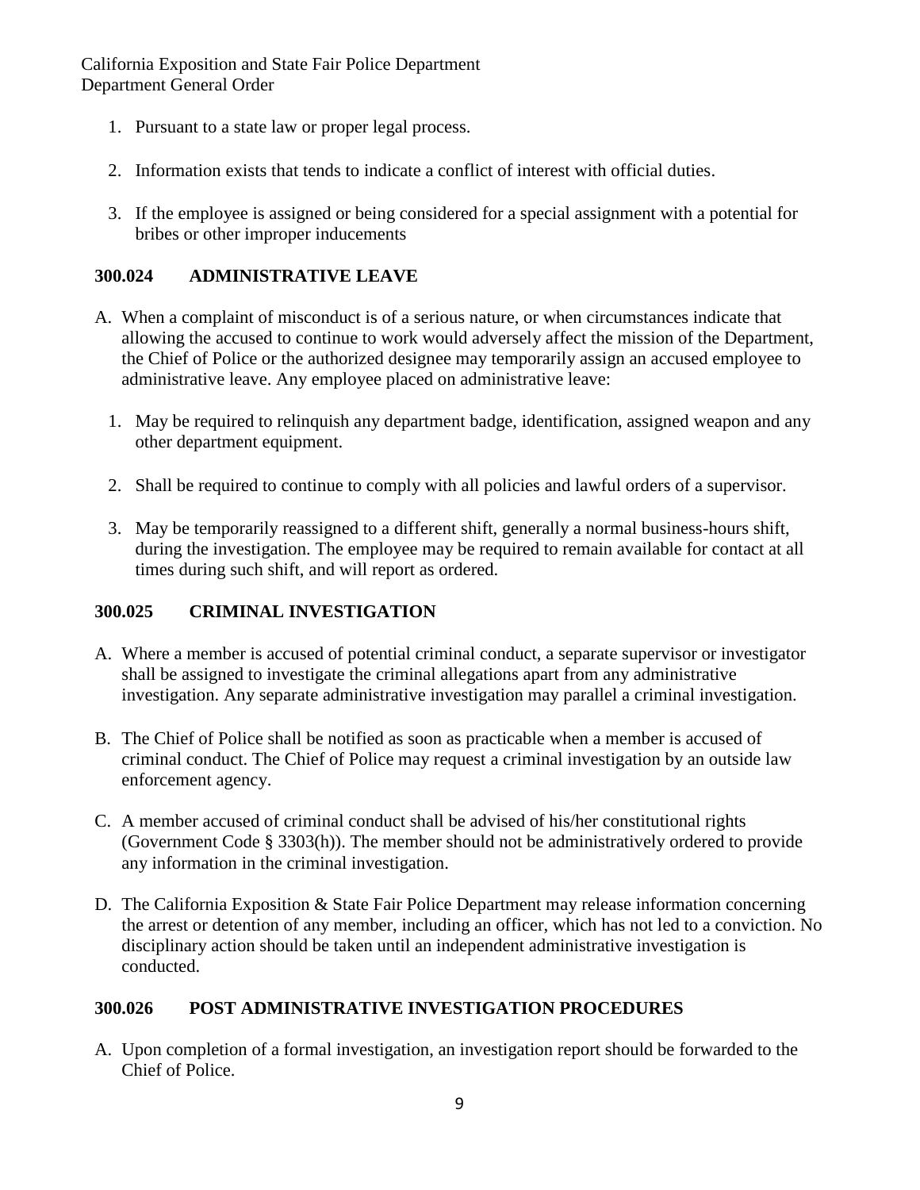1. Pursuant to a state law or proper legal process.

2. Information exists that tends to indicate a conflict of interest with official duties.

3. If the employee is assigned or being considered for a special assignment with a potential for bribes or other improper inducements

### 300.024 ADMINISTRATIVE LEAVE

A. When a complaint of misconduct is of a serious nature, or when circumstances indicate that allowing the accused to continue to work would adversely affect the mission of the Department, the Chief of Police or the authorized designee may temporarily assign an accused employee to administrative leave. Any employee placed on administrative leave:

   1. May be required to relinquish any department badge, identification, assigned weapon and any other department equipment.

   2. Shall be required to continue to comply with all policies and lawful orders of a supervisor.

   3. May be temporarily reassigned to a different shift, generally a normal business-hours shift, during the investigation. The employee may be required to remain available for contact at all times during such shift, and will report as ordered.

### 300.025 CRIMINAL INVESTIGATION

A. Where a member is accused of potential criminal conduct, a separate supervisor or investigator shall be assigned to investigate the criminal allegations apart from any administrative investigation. Any separate administrative investigation may parallel a criminal investigation.

B. The Chief of Police shall be notified as soon as practicable when a member is accused of criminal conduct. The Chief of Police may request a criminal investigation by an outside law enforcement agency.

C. A member accused of criminal conduct shall be advised of his/her constitutional rights (Government Code § 3303(h)). The member should not be administratively ordered to provide any information in the criminal investigation.

D. The California Exposition & State Fair Police Department may release information concerning the arrest or detention of any member, including an officer, which has not led to a conviction. No disciplinary action should be taken until an independent administrative investigation is conducted.

### 300.026 POST ADMINISTRATIVE INVESTIGATION PROCEDURES

A. Upon completion of a formal investigation, an investigation report should be forwarded to the Chief of Police.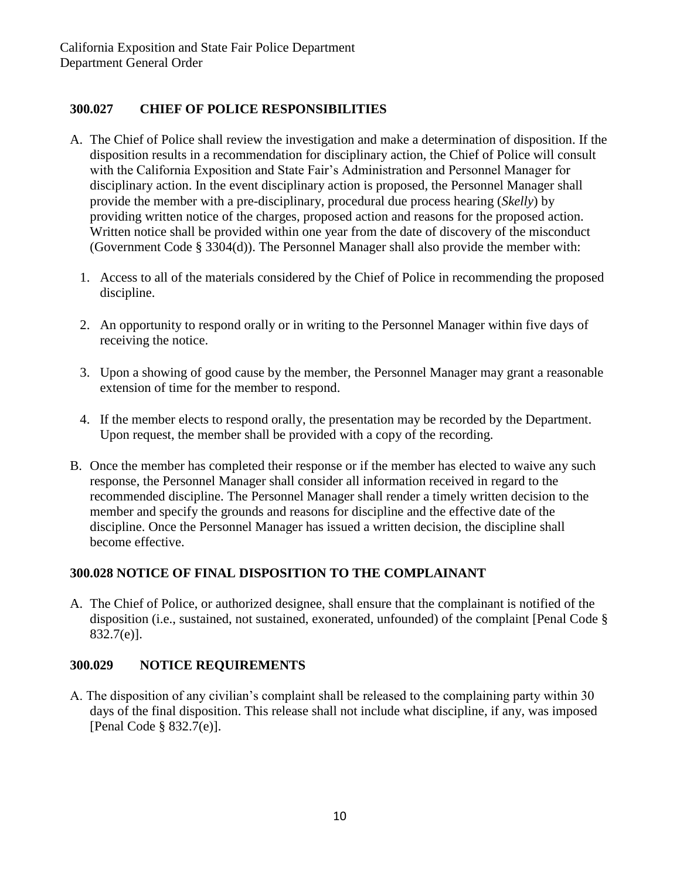### 300.027 CHIEF OF POLICE RESPONSIBILITIES

A. The Chief of Police shall review the investigation and make a determination of disposition. If the disposition results in a recommendation for disciplinary action, the Chief of Police will consult with the California Exposition and State Fair's Administration and Personnel Manager for disciplinary action. In the event disciplinary action is proposed, the Personnel Manager shall provide the member with a pre-disciplinary, procedural due process hearing (*Skelly*) by providing written notice of the charges, proposed action and reasons for the proposed action. Written notice shall be provided within one year from the date of discovery of the misconduct (Government Code § 3304(d)). The Personnel Manager shall also provide the member with:

   1. Access to all of the materials considered by the Chief of Police in recommending the proposed discipline.

   2. An opportunity to respond orally or in writing to the Personnel Manager within five days of receiving the notice.

   3. Upon a showing of good cause by the member, the Personnel Manager may grant a reasonable extension of time for the member to respond.

   4. If the member elects to respond orally, the presentation may be recorded by the Department. Upon request, the member shall be provided with a copy of the recording.

B. Once the member has completed their response or if the member has elected to waive any such response, the Personnel Manager shall consider all information received in regard to the recommended discipline. The Personnel Manager shall render a timely written decision to the member and specify the grounds and reasons for discipline and the effective date of the discipline. Once the Personnel Manager has issued a written decision, the discipline shall become effective.

### 300.028 NOTICE OF FINAL DISPOSITION TO THE COMPLAINANT

A. The Chief of Police, or authorized designee, shall ensure that the complainant is notified of the disposition (i.e., sustained, not sustained, exonerated, unfounded) of the complaint [Penal Code § 832.7(e)].

### 300.029 NOTICE REQUIREMENTS

A. The disposition of any civilian's complaint shall be released to the complaining party within 30 days of the final disposition. This release shall not include what discipline, if any, was imposed [Penal Code § 832.7(e)].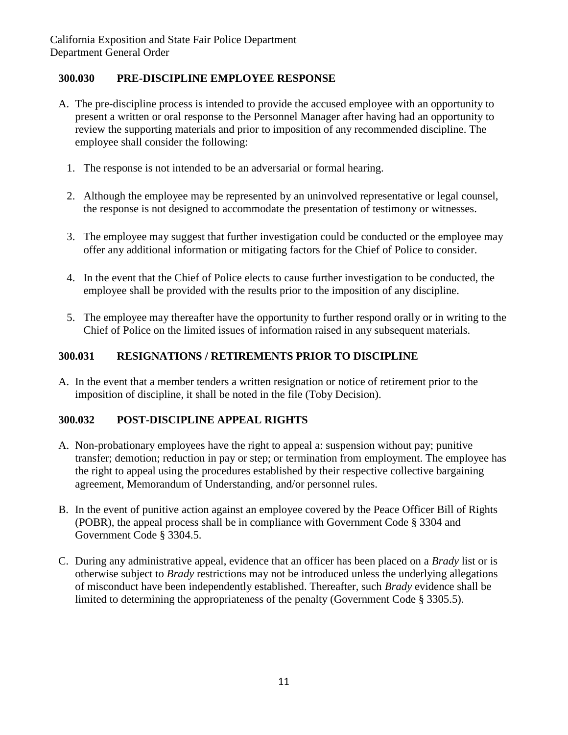### 300.030 PRE-DISCIPLINE EMPLOYEE RESPONSE

A. The pre-discipline process is intended to provide the accused employee with an opportunity to present a written or oral response to the Personnel Manager after having had an opportunity to review the supporting materials and prior to imposition of any recommended discipline. The employee shall consider the following:

   1. The response is not intended to be an adversarial or formal hearing.

   2. Although the employee may be represented by an uninvolved representative or legal counsel, the response is not designed to accommodate the presentation of testimony or witnesses.

   3. The employee may suggest that further investigation could be conducted or the employee may offer any additional information or mitigating factors for the Chief of Police to consider.

   4. In the event that the Chief of Police elects to cause further investigation to be conducted, the employee shall be provided with the results prior to the imposition of any discipline.

   5. The employee may thereafter have the opportunity to further respond orally or in writing to the Chief of Police on the limited issues of information raised in any subsequent materials.

### 300.031 RESIGNATIONS / RETIREMENTS PRIOR TO DISCIPLINE

A. In the event that a member tenders a written resignation or notice of retirement prior to the imposition of discipline, it shall be noted in the file (Toby Decision).

### 300.032 POST-DISCIPLINE APPEAL RIGHTS

A. Non-probationary employees have the right to appeal a: suspension without pay; punitive transfer; demotion; reduction in pay or step; or termination from employment. The employee has the right to appeal using the procedures established by their respective collective bargaining agreement, Memorandum of Understanding, and/or personnel rules.

B. In the event of punitive action against an employee covered by the Peace Officer Bill of Rights (POBR), the appeal process shall be in compliance with Government Code § 3304 and Government Code § 3304.5.

C. During any administrative appeal, evidence that an officer has been placed on a *Brady* list or is otherwise subject to *Brady* restrictions may not be introduced unless the underlying allegations of misconduct have been independently established. Thereafter, such *Brady* evidence shall be limited to determining the appropriateness of the penalty (Government Code § 3305.5).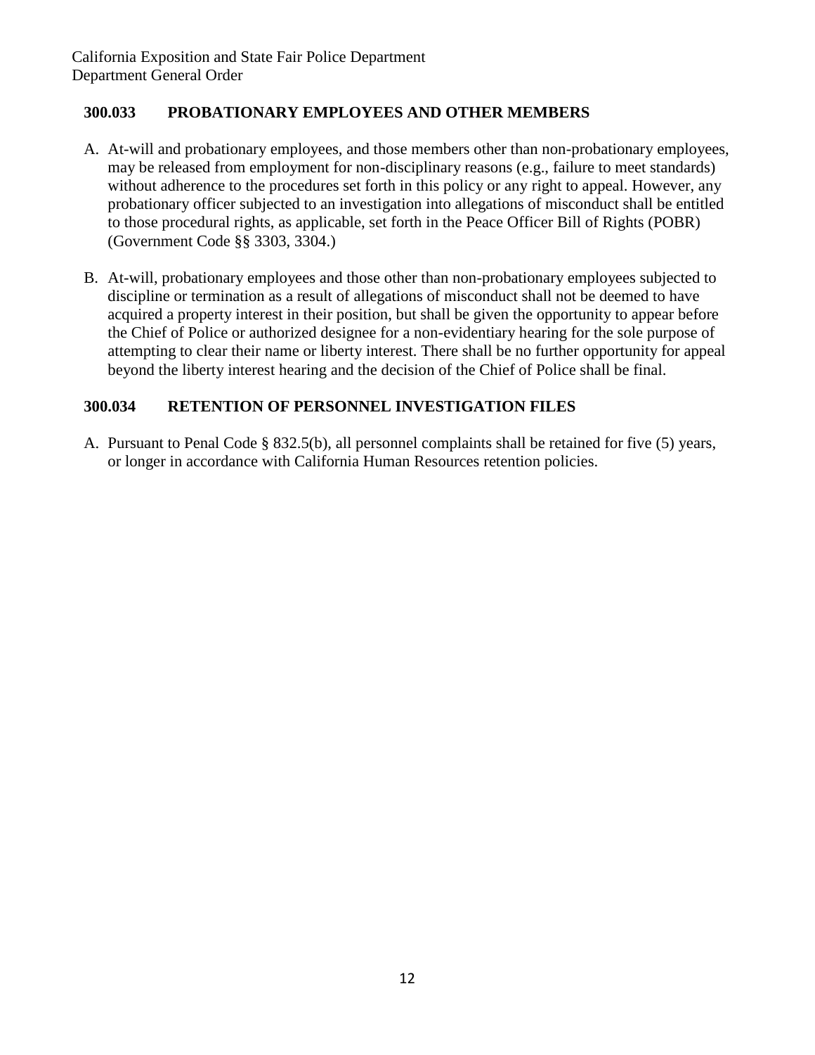### 300.033 PROBATIONARY EMPLOYEES AND OTHER MEMBERS

A. At-will and probationary employees, and those members other than non-probationary employees, may be released from employment for non-disciplinary reasons (e.g., failure to meet standards) without adherence to the procedures set forth in this policy or any right to appeal. However, any probationary officer subjected to an investigation into allegations of misconduct shall be entitled to those procedural rights, as applicable, set forth in the Peace Officer Bill of Rights (POBR) (Government Code §§ 3303, 3304.)

B. At-will, probationary employees and those other than non-probationary employees subjected to discipline or termination as a result of allegations of misconduct shall not be deemed to have acquired a property interest in their position, but shall be given the opportunity to appear before the Chief of Police or authorized designee for a non-evidentiary hearing for the sole purpose of attempting to clear their name or liberty interest. There shall be no further opportunity for appeal beyond the liberty interest hearing and the decision of the Chief of Police shall be final.

### 300.034 RETENTION OF PERSONNEL INVESTIGATION FILES

A. Pursuant to Penal Code § 832.5(b), all personnel complaints shall be retained for five (5) years, or longer in accordance with California Human Resources retention policies.